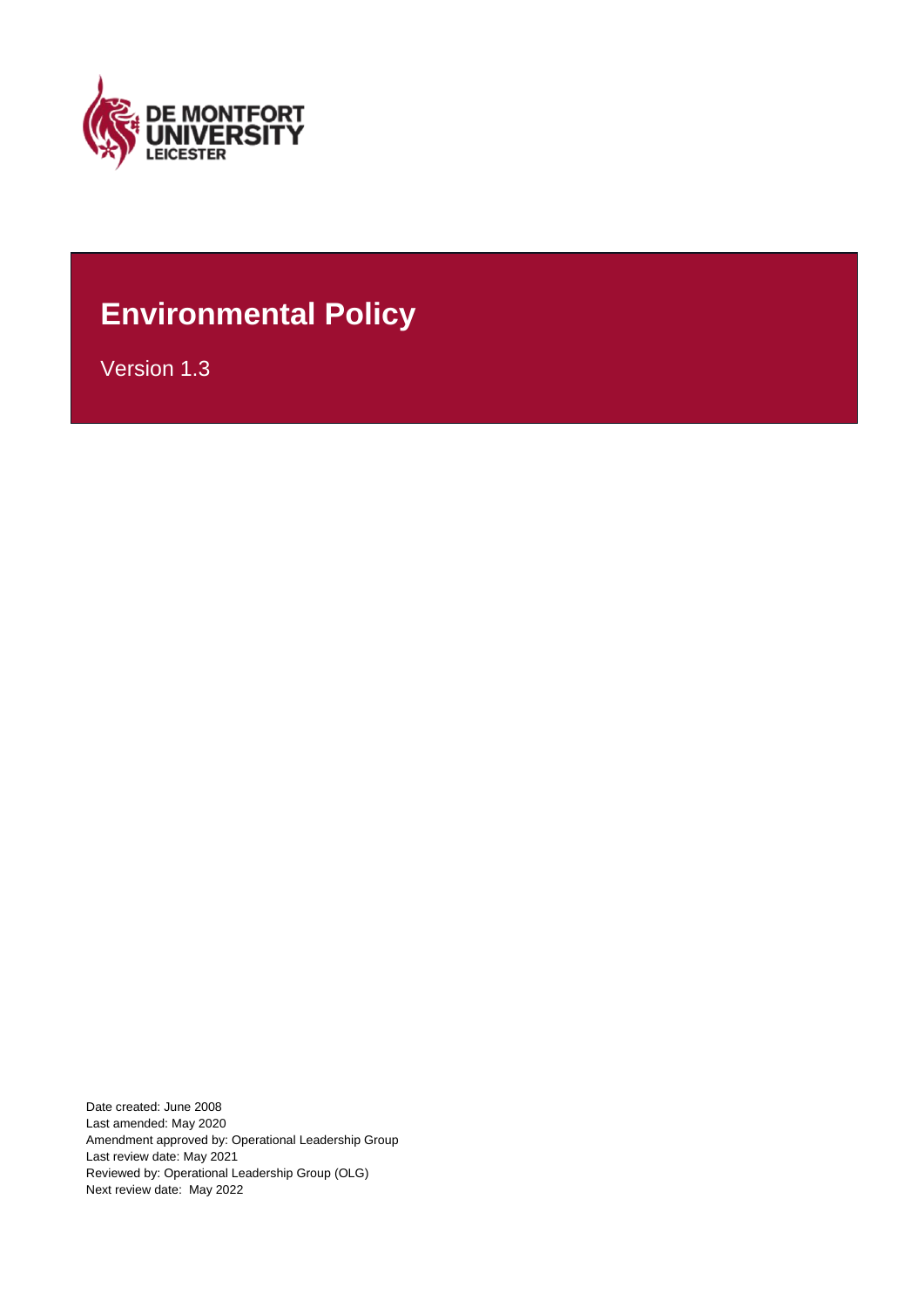# Environmental Policy

Version 1.3

Date created: June 2008
Last amended: May 2020
Amendment approved by: Operational Leadership Group
Last review date: May 2021
Reviewed by: Operational Leadership Group (OLG)
Next review date: May 2022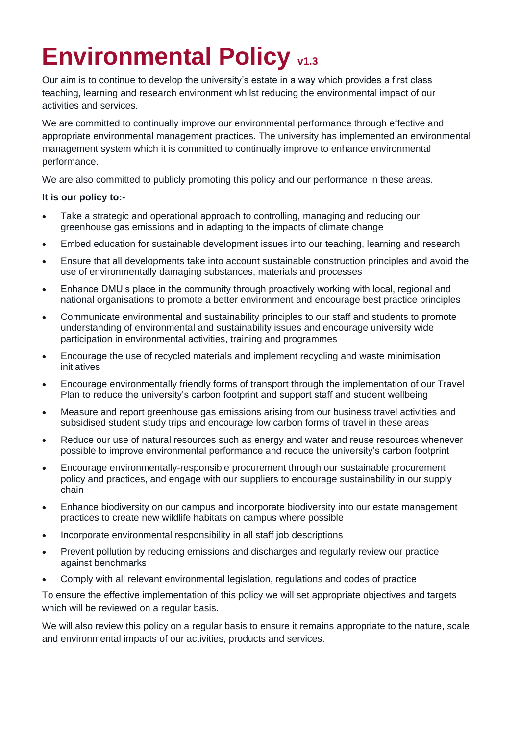# Environmental Policy v1.3

Our aim is to continue to develop the university's estate in a way which provides a first class teaching, learning and research environment whilst reducing the environmental impact of our activities and services.

We are committed to continually improve our environmental performance through effective and appropriate environmental management practices. The university has implemented an environmental management system which it is committed to continually improve to enhance environmental performance.

We are also committed to publicly promoting this policy and our performance in these areas.

**It is our policy to:-**

- Take a strategic and operational approach to controlling, managing and reducing our greenhouse gas emissions and in adapting to the impacts of climate change
- Embed education for sustainable development issues into our teaching, learning and research
- Ensure that all developments take into account sustainable construction principles and avoid the use of environmentally damaging substances, materials and processes
- Enhance DMU's place in the community through proactively working with local, regional and national organisations to promote a better environment and encourage best practice principles
- Communicate environmental and sustainability principles to our staff and students to promote understanding of environmental and sustainability issues and encourage university wide participation in environmental activities, training and programmes
- Encourage the use of recycled materials and implement recycling and waste minimisation initiatives
- Encourage environmentally friendly forms of transport through the implementation of our Travel Plan to reduce the university's carbon footprint and support staff and student wellbeing
- Measure and report greenhouse gas emissions arising from our business travel activities and subsidised student study trips and encourage low carbon forms of travel in these areas
- Reduce our use of natural resources such as energy and water and reuse resources whenever possible to improve environmental performance and reduce the university's carbon footprint
- Encourage environmentally-responsible procurement through our sustainable procurement policy and practices, and engage with our suppliers to encourage sustainability in our supply chain
- Enhance biodiversity on our campus and incorporate biodiversity into our estate management practices to create new wildlife habitats on campus where possible
- Incorporate environmental responsibility in all staff job descriptions
- Prevent pollution by reducing emissions and discharges and regularly review our practice against benchmarks
- Comply with all relevant environmental legislation, regulations and codes of practice

To ensure the effective implementation of this policy we will set appropriate objectives and targets which will be reviewed on a regular basis.

We will also review this policy on a regular basis to ensure it remains appropriate to the nature, scale and environmental impacts of our activities, products and services.